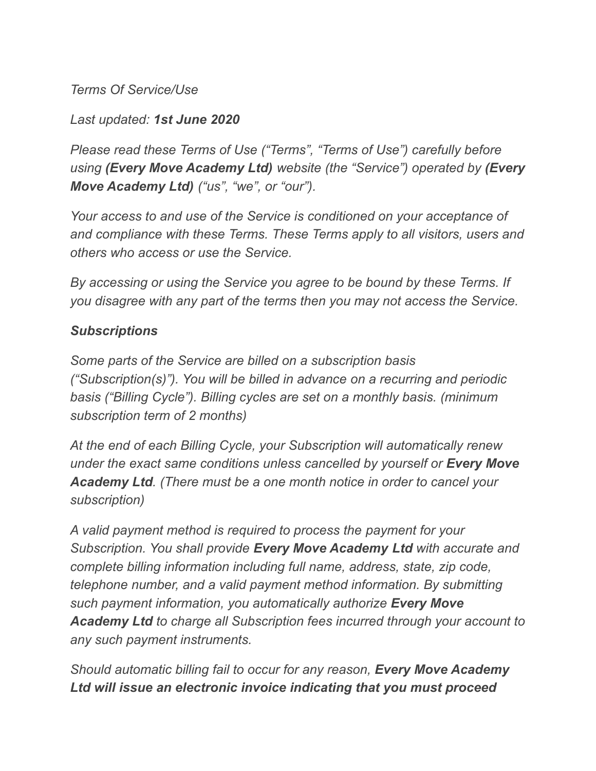*Terms Of Service/Use*

*Last updated: **1st June 2020***

*Please read these Terms of Use (“Terms”, “Terms of Use”) carefully before using **(Every Move Academy Ltd)** website (the “Service”) operated by **(Every Move Academy Ltd)** (“us”, “we”, or “our”).*

*Your access to and use of the Service is conditioned on your acceptance of and compliance with these Terms. These Terms apply to all visitors, users and others who access or use the Service.*

*By accessing or using the Service you agree to be bound by these Terms. If you disagree with any part of the terms then you may not access the Service.*

***Subscriptions***

*Some parts of the Service are billed on a subscription basis (“Subscription(s)”). You will be billed in advance on a recurring and periodic basis (“Billing Cycle”). Billing cycles are set on a monthly basis. (minimum subscription term of 2 months)*

*At the end of each Billing Cycle, your Subscription will automatically renew under the exact same conditions unless cancelled by yourself or **Every Move Academy Ltd**. (There must be a one month notice in order to cancel your subscription)*

*A valid payment method is required to process the payment for your Subscription. You shall provide **Every Move Academy Ltd** with accurate and complete billing information including full name, address, state, zip code, telephone number, and a valid payment method information. By submitting such payment information, you automatically authorize **Every Move Academy Ltd** to charge all Subscription fees incurred through your account to any such payment instruments.*

*Should automatic billing fail to occur for any reason, **Every Move Academy Ltd will issue an electronic invoice indicating that you must proceed***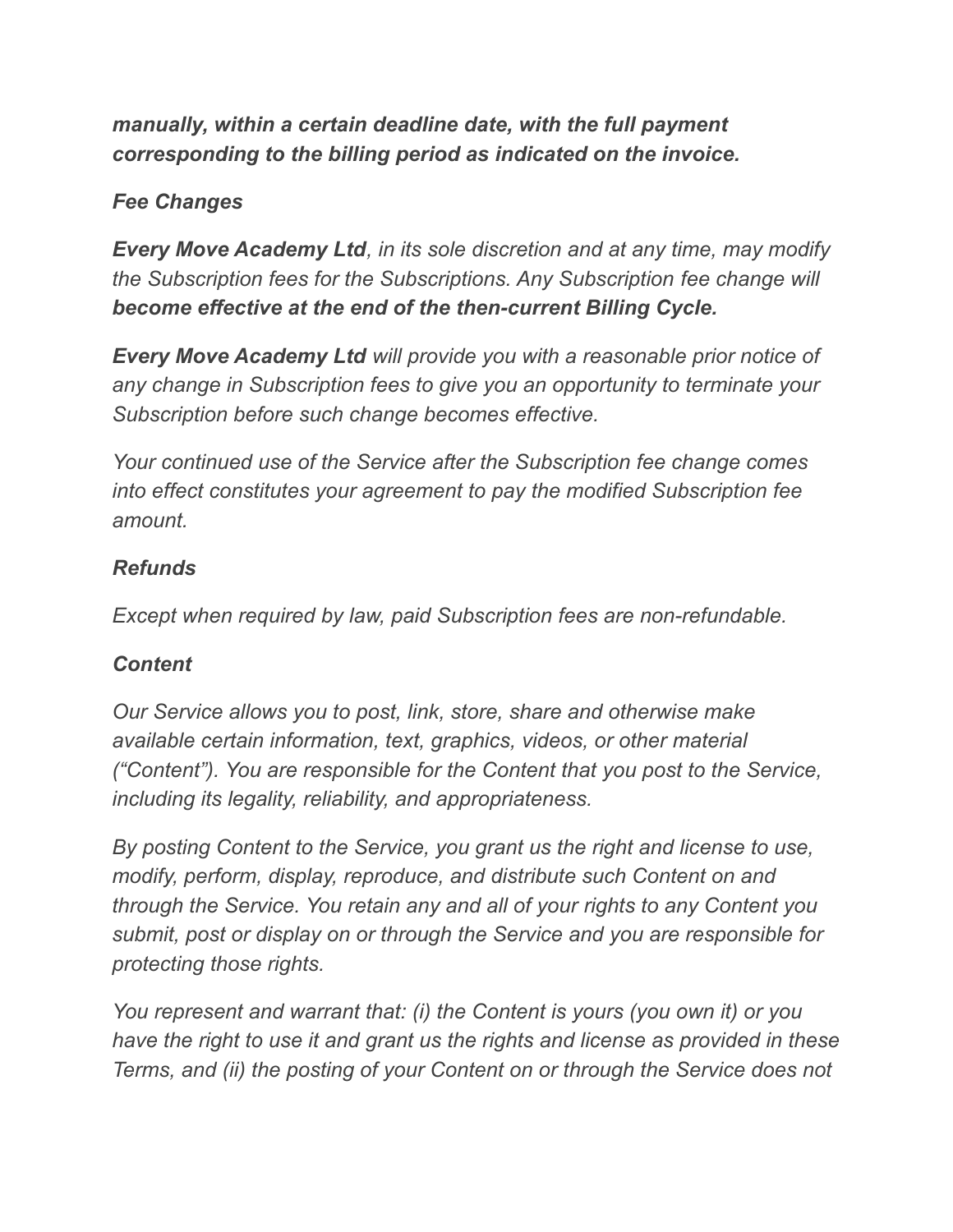***manually, within a certain deadline date, with the full payment corresponding to the billing period as indicated on the invoice.***

### *Fee Changes*

***Every Move Academy Ltd****, in its sole discretion and at any time, may modify the Subscription fees for the Subscriptions. Any Subscription fee change will* ***become effective at the end of the then-current Billing Cycle.***

***Every Move Academy Ltd*** *will provide you with a reasonable prior notice of any change in Subscription fees to give you an opportunity to terminate your Subscription before such change becomes effective.*

*Your continued use of the Service after the Subscription fee change comes into effect constitutes your agreement to pay the modified Subscription fee amount.*

### *Refunds*

*Except when required by law, paid Subscription fees are non-refundable.*

### *Content*

*Our Service allows you to post, link, store, share and otherwise make available certain information, text, graphics, videos, or other material ("Content"). You are responsible for the Content that you post to the Service, including its legality, reliability, and appropriateness.*

*By posting Content to the Service, you grant us the right and license to use, modify, perform, display, reproduce, and distribute such Content on and through the Service. You retain any and all of your rights to any Content you submit, post or display on or through the Service and you are responsible for protecting those rights.*

*You represent and warrant that: (i) the Content is yours (you own it) or you have the right to use it and grant us the rights and license as provided in these Terms, and (ii) the posting of your Content on or through the Service does not*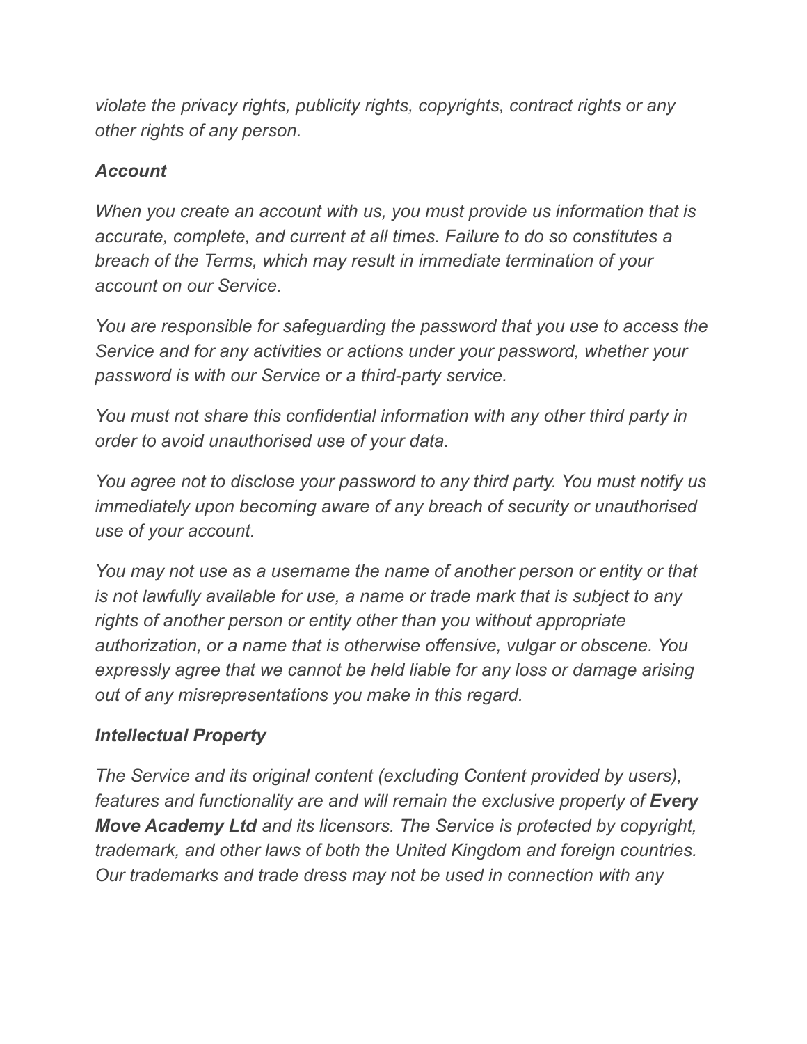*violate the privacy rights, publicity rights, copyrights, contract rights or any other rights of any person.*

### *Account*

*When you create an account with us, you must provide us information that is accurate, complete, and current at all times. Failure to do so constitutes a breach of the Terms, which may result in immediate termination of your account on our Service.*

*You are responsible for safeguarding the password that you use to access the Service and for any activities or actions under your password, whether your password is with our Service or a third-party service.*

*You must not share this confidential information with any other third party in order to avoid unauthorised use of your data.*

*You agree not to disclose your password to any third party. You must notify us immediately upon becoming aware of any breach of security or unauthorised use of your account.*

*You may not use as a username the name of another person or entity or that is not lawfully available for use, a name or trade mark that is subject to any rights of another person or entity other than you without appropriate authorization, or a name that is otherwise offensive, vulgar or obscene. You expressly agree that we cannot be held liable for any loss or damage arising out of any misrepresentations you make in this regard.*

### *Intellectual Property*

*The Service and its original content (excluding Content provided by users), features and functionality are and will remain the exclusive property of* ***Every Move Academy Ltd*** *and its licensors. The Service is protected by copyright, trademark, and other laws of both the United Kingdom and foreign countries. Our trademarks and trade dress may not be used in connection with any*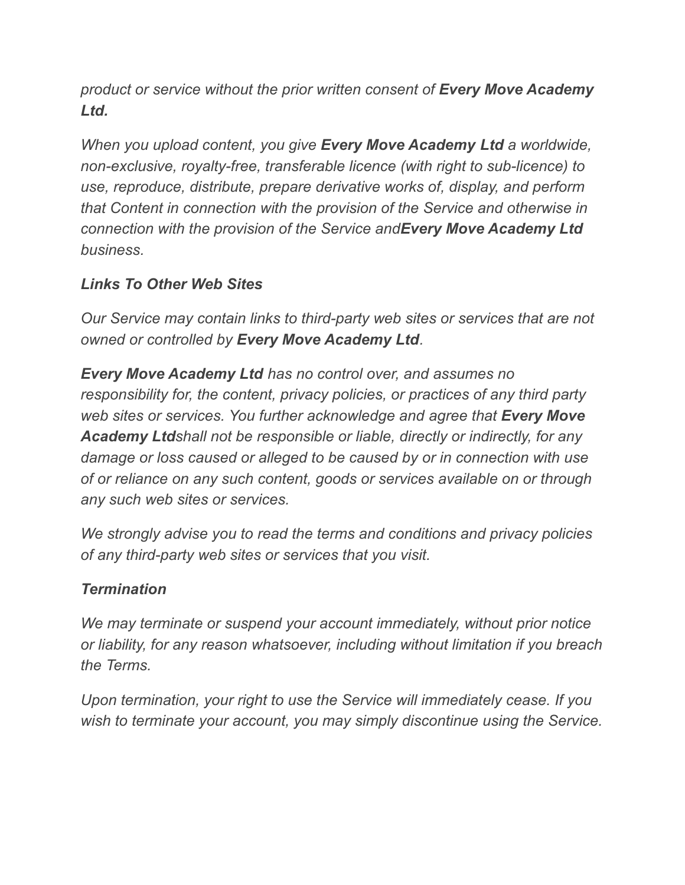*product or service without the prior written consent of **Every Move Academy Ltd.***

*When you upload content, you give **Every Move Academy Ltd** a worldwide, non-exclusive, royalty-free, transferable licence (with right to sub-licence) to use, reproduce, distribute, prepare derivative works of, display, and perform that Content in connection with the provision of the Service and otherwise in connection with the provision of the Service and**Every Move Academy Ltd** business.*

### *Links To Other Web Sites*

*Our Service may contain links to third-party web sites or services that are not owned or controlled by **Every Move Academy Ltd**.*

***Every Move Academy Ltd** has no control over, and assumes no responsibility for, the content, privacy policies, or practices of any third party web sites or services. You further acknowledge and agree that **Every Move Academy Ltd**shall not be responsible or liable, directly or indirectly, for any damage or loss caused or alleged to be caused by or in connection with use of or reliance on any such content, goods or services available on or through any such web sites or services.*

*We strongly advise you to read the terms and conditions and privacy policies of any third-party web sites or services that you visit.*

### *Termination*

*We may terminate or suspend your account immediately, without prior notice or liability, for any reason whatsoever, including without limitation if you breach the Terms.*

*Upon termination, your right to use the Service will immediately cease. If you wish to terminate your account, you may simply discontinue using the Service.*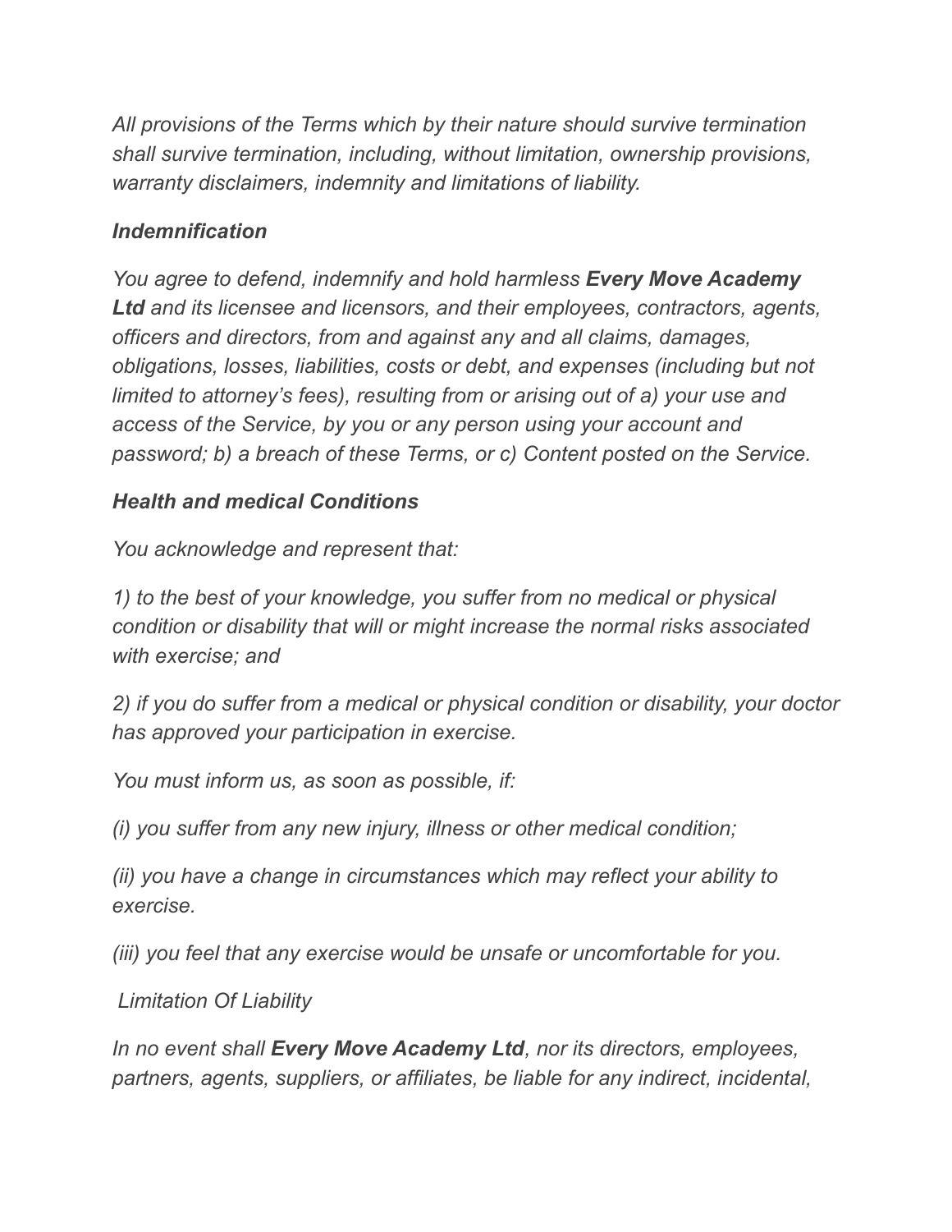*All provisions of the Terms which by their nature should survive termination shall survive termination, including, without limitation, ownership provisions, warranty disclaimers, indemnity and limitations of liability.*

***Indemnification***

*You agree to defend, indemnify and hold harmless **Every Move Academy Ltd** and its licensee and licensors, and their employees, contractors, agents, officers and directors, from and against any and all claims, damages, obligations, losses, liabilities, costs or debt, and expenses (including but not limited to attorney's fees), resulting from or arising out of a) your use and access of the Service, by you or any person using your account and password; b) a breach of these Terms, or c) Content posted on the Service.*

***Health and medical Conditions***

*You acknowledge and represent that:*

*1) to the best of your knowledge, you suffer from no medical or physical condition or disability that will or might increase the normal risks associated with exercise; and*

*2) if you do suffer from a medical or physical condition or disability, your doctor has approved your participation in exercise.*

*You must inform us, as soon as possible, if:*

*(i) you suffer from any new injury, illness or other medical condition;*

*(ii) you have a change in circumstances which may reflect your ability to exercise.*

*(iii) you feel that any exercise would be unsafe or uncomfortable for you.*

*Limitation Of Liability*

*In no event shall **Every Move Academy Ltd**, nor its directors, employees, partners, agents, suppliers, or affiliates, be liable for any indirect, incidental,*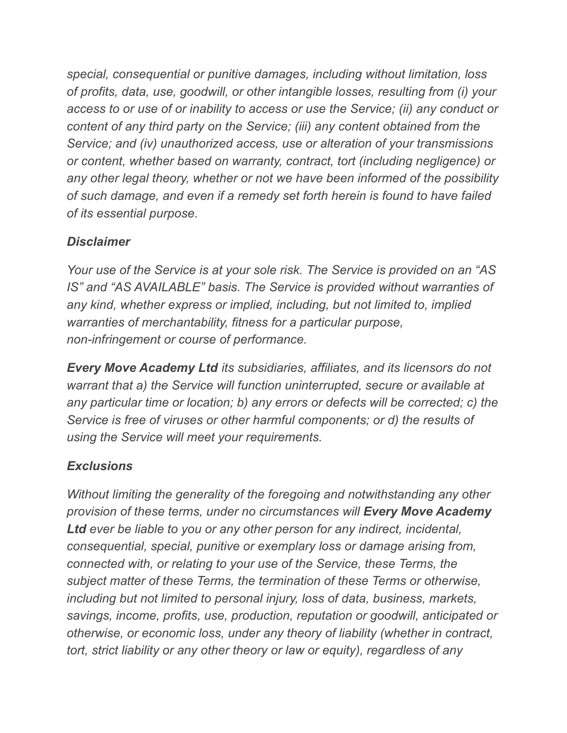*special, consequential or punitive damages, including without limitation, loss of profits, data, use, goodwill, or other intangible losses, resulting from (i) your access to or use of or inability to access or use the Service; (ii) any conduct or content of any third party on the Service; (iii) any content obtained from the Service; and (iv) unauthorized access, use or alteration of your transmissions or content, whether based on warranty, contract, tort (including negligence) or any other legal theory, whether or not we have been informed of the possibility of such damage, and even if a remedy set forth herein is found to have failed of its essential purpose.*

### *Disclaimer*

*Your use of the Service is at your sole risk. The Service is provided on an "AS IS" and "AS AVAILABLE" basis. The Service is provided without warranties of any kind, whether express or implied, including, but not limited to, implied warranties of merchantability, fitness for a particular purpose, non-infringement or course of performance.*

***Every Move Academy Ltd*** *its subsidiaries, affiliates, and its licensors do not warrant that a) the Service will function uninterrupted, secure or available at any particular time or location; b) any errors or defects will be corrected; c) the Service is free of viruses or other harmful components; or d) the results of using the Service will meet your requirements.*

### *Exclusions*

*Without limiting the generality of the foregoing and notwithstanding any other provision of these terms, under no circumstances will* ***Every Move Academy Ltd*** *ever be liable to you or any other person for any indirect, incidental, consequential, special, punitive or exemplary loss or damage arising from, connected with, or relating to your use of the Service, these Terms, the subject matter of these Terms, the termination of these Terms or otherwise, including but not limited to personal injury, loss of data, business, markets, savings, income, profits, use, production, reputation or goodwill, anticipated or otherwise, or economic loss, under any theory of liability (whether in contract, tort, strict liability or any other theory or law or equity), regardless of any*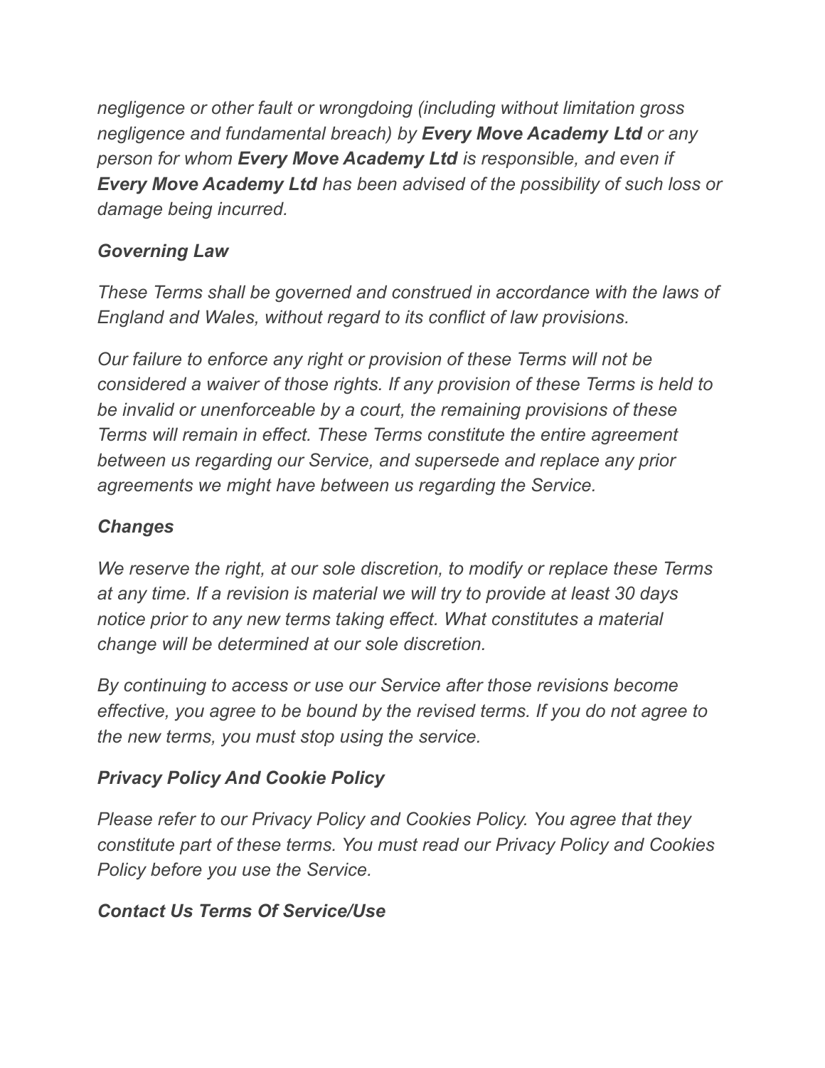*negligence or other fault or wrongdoing (including without limitation gross negligence and fundamental breach) by **Every Move Academy Ltd** or any person for whom **Every Move Academy Ltd** is responsible, and even if **Every Move Academy Ltd** has been advised of the possibility of such loss or damage being incurred.*

### *Governing Law*

*These Terms shall be governed and construed in accordance with the laws of England and Wales, without regard to its conflict of law provisions.*

*Our failure to enforce any right or provision of these Terms will not be considered a waiver of those rights. If any provision of these Terms is held to be invalid or unenforceable by a court, the remaining provisions of these Terms will remain in effect. These Terms constitute the entire agreement between us regarding our Service, and supersede and replace any prior agreements we might have between us regarding the Service.*

### *Changes*

*We reserve the right, at our sole discretion, to modify or replace these Terms at any time. If a revision is material we will try to provide at least 30 days notice prior to any new terms taking effect. What constitutes a material change will be determined at our sole discretion.*

*By continuing to access or use our Service after those revisions become effective, you agree to be bound by the revised terms. If you do not agree to the new terms, you must stop using the service.*

### *Privacy Policy And Cookie Policy*

*Please refer to our Privacy Policy and Cookies Policy. You agree that they constitute part of these terms. You must read our Privacy Policy and Cookies Policy before you use the Service.*

### *Contact Us Terms Of Service/Use*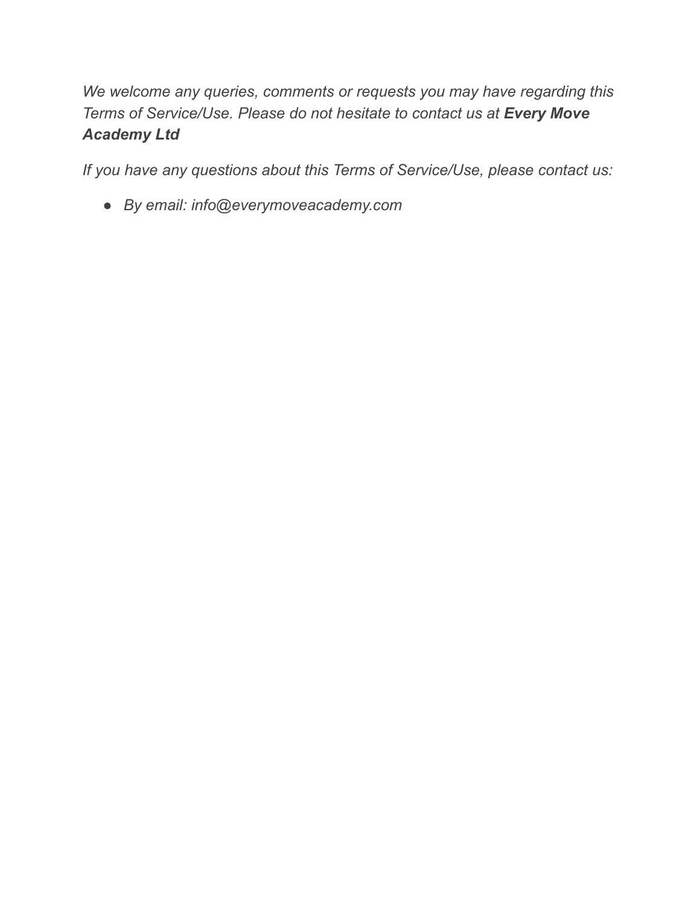*We welcome any queries, comments or requests you may have regarding this Terms of Service/Use. Please do not hesitate to contact us at **Every Move Academy Ltd***

*If you have any questions about this Terms of Service/Use, please contact us:*

- *By email: info@everymoveacademy.com*